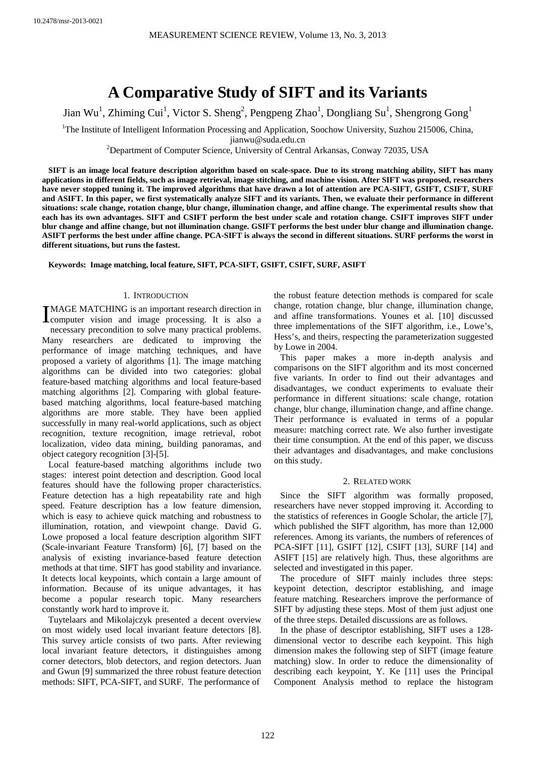10.2478/msr-2013-0021

# A Comparative Study of SIFT and its Variants

Jian Wu[1], Zhiming Cui[1], Victor S. Sheng[2], Pengpeng Zhao[1], Dongliang Su[1], Shengrong Gong[1]

[1]The Institute of Intelligent Information Processing and Application, Soochow University, Suzhou 215006, China, jianwu@suda.edu.cn

[2]Department of Computer Science, University of Central Arkansas, Conway 72035, USA

**SIFT is an image local feature description algorithm based on scale-space. Due to its strong matching ability, SIFT has many applications in different fields, such as image retrieval, image stitching, and machine vision. After SIFT was proposed, researchers have never stopped tuning it. The improved algorithms that have drawn a lot of attention are PCA-SIFT, GSIFT, CSIFT, SURF and ASIFT. In this paper, we first systematically analyze SIFT and its variants. Then, we evaluate their performance in different situations: scale change, rotation change, blur change, illumination change, and affine change. The experimental results show that each has its own advantages. SIFT and CSIFT perform the best under scale and rotation change. CSIFT improves SIFT under blur change and affine change, but not illumination change. GSIFT performs the best under blur change and illumination change. ASIFT performs the best under affine change. PCA-SIFT is always the second in different situations. SURF performs the worst in different situations, but runs the fastest.**

**Keywords: Image matching, local feature, SIFT, PCA-SIFT, GSIFT, CSIFT, SURF, ASIFT**

## 1. Introduction

IMAGE MATCHING is an important research direction in computer vision and image processing. It is also a necessary precondition to solve many practical problems. Many researchers are dedicated to improving the performance of image matching techniques, and have proposed a variety of algorithms [1]. The image matching algorithms can be divided into two categories: global feature-based matching algorithms and local feature-based matching algorithms [2]. Comparing with global feature-based matching algorithms, local feature-based matching algorithms are more stable. They have been applied successfully in many real-world applications, such as object recognition, texture recognition, image retrieval, robot localization, video data mining, building panoramas, and object category recognition [3]-[5].

Local feature-based matching algorithms include two stages: interest point detection and description. Good local features should have the following proper characteristics. Feature detection has a high repeatability rate and high speed. Feature description has a low feature dimension, which is easy to achieve quick matching and robustness to illumination, rotation, and viewpoint change. David G. Lowe proposed a local feature description algorithm SIFT (Scale-invariant Feature Transform) [6], [7] based on the analysis of existing invariance-based feature detection methods at that time. SIFT has good stability and invariance. It detects local keypoints, which contain a large amount of information. Because of its unique advantages, it has become a popular research topic. Many researchers constantly work hard to improve it.

Tuytelaars and Mikolajczyk presented a decent overview on most widely used local invariant feature detectors [8]. This survey article consists of two parts. After reviewing local invariant feature detectors, it distinguishes among corner detectors, blob detectors, and region detectors. Juan and Gwun [9] summarized the three robust feature detection methods: SIFT, PCA-SIFT, and SURF. The performance of the robust feature detection methods is compared for scale change, rotation change, blur change, illumination change, and affine transformations. Younes et al. [10] discussed three implementations of the SIFT algorithm, i.e., Lowe's, Hess's, and theirs, respecting the parameterization suggested by Lowe in 2004.

This paper makes a more in-depth analysis and comparisons on the SIFT algorithm and its most concerned five variants. In order to find out their advantages and disadvantages, we conduct experiments to evaluate their performance in different situations: scale change, rotation change, blur change, illumination change, and affine change. Their performance is evaluated in terms of a popular measure: matching correct rate. We also further investigate their time consumption. At the end of this paper, we discuss their advantages and disadvantages, and make conclusions on this study.

## 2. Related work

Since the SIFT algorithm was formally proposed, researchers have never stopped improving it. According to the statistics of references in Google Scholar, the article [7], which published the SIFT algorithm, has more than 12,000 references. Among its variants, the numbers of references of PCA-SIFT [11], GSIFT [12], CSIFT [13], SURF [14] and ASIFT [15] are relatively high. Thus, these algorithms are selected and investigated in this paper.

The procedure of SIFT mainly includes three steps: keypoint detection, descriptor establishing, and image feature matching. Researchers improve the performance of SIFT by adjusting these steps. Most of them just adjust one of the three steps. Detailed discussions are as follows.

In the phase of descriptor establishing, SIFT uses a 128-dimensional vector to describe each keypoint. This high dimension makes the following step of SIFT (image feature matching) slow. In order to reduce the dimensionality of describing each keypoint, Y. Ke [11] uses the Principal Component Analysis method to replace the histogram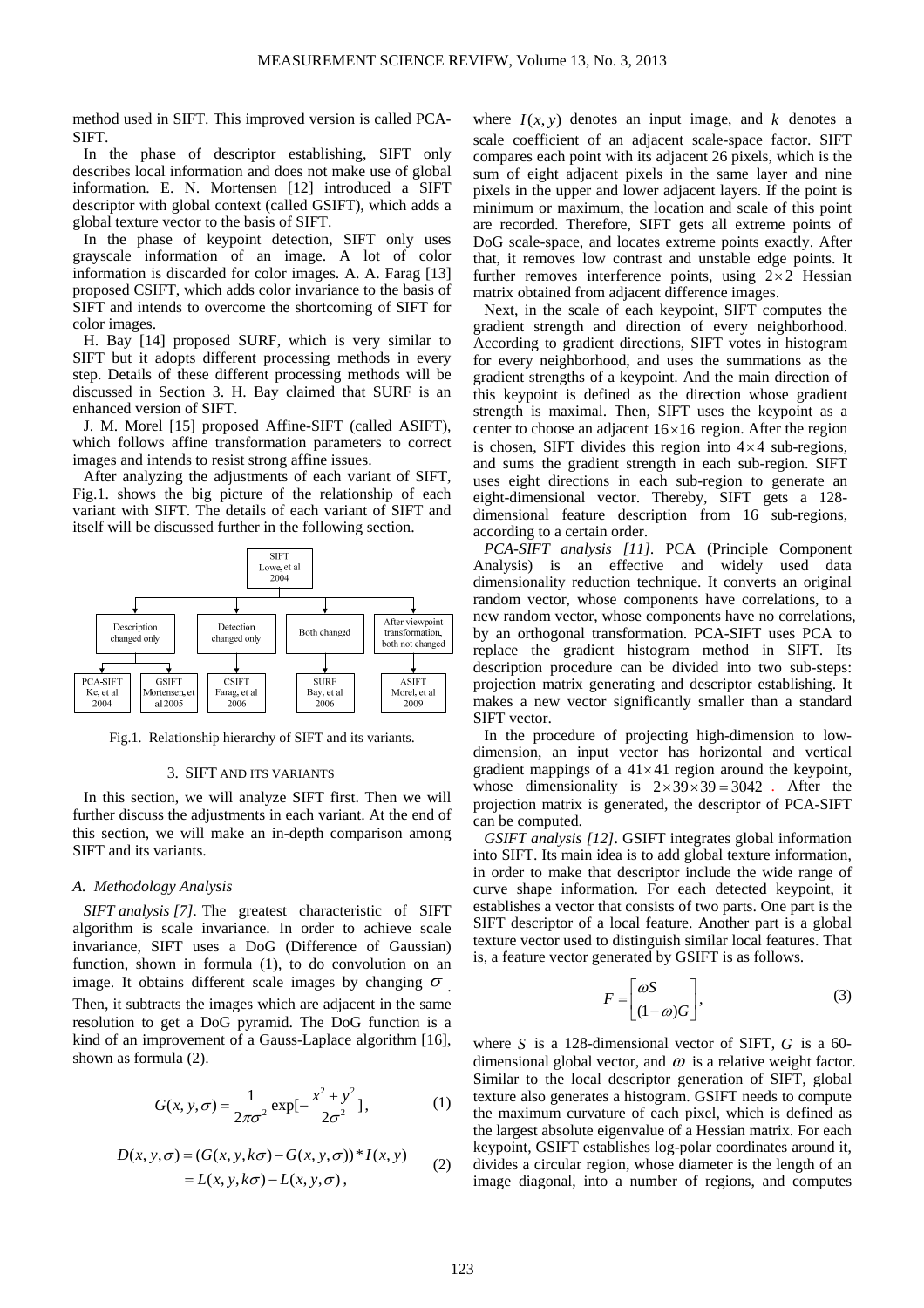method used in SIFT. This improved version is called PCA-SIFT.

In the phase of descriptor establishing, SIFT only describes local information and does not make use of global information. E. N. Mortensen [12] introduced a SIFT descriptor with global context (called GSIFT), which adds a global texture vector to the basis of SIFT.

In the phase of keypoint detection, SIFT only uses grayscale information of an image. A lot of color information is discarded for color images. A. A. Farag [13] proposed CSIFT, which adds color invariance to the basis of SIFT and intends to overcome the shortcoming of SIFT for color images.

H. Bay [14] proposed SURF, which is very similar to SIFT but it adopts different processing methods in every step. Details of these different processing methods will be discussed in Section 3. H. Bay claimed that SURF is an enhanced version of SIFT.

J. M. Morel [15] proposed Affine-SIFT (called ASIFT), which follows affine transformation parameters to correct images and intends to resist strong affine issues.

After analyzing the adjustments of each variant of SIFT, Fig.1. shows the big picture of the relationship of each variant with SIFT. The details of each variant of SIFT and itself will be discussed further in the following section.

SIFT Lowe, et al 2004

Description changed only | Detection changed only | Both changed | After viewpoint transformation, both not changed

PCA-SIFT Ke, et al 2004 | GSIFT Mortensen, et al 2005 | CSIFT Farag, et al 2006 | SURF Bay, et al 2006 | ASIFT Morel, et al 2009

Fig.1. Relationship hierarchy of SIFT and its variants.

## 3. SIFT AND ITS VARIANTS

In this section, we will analyze SIFT first. Then we will further discuss the adjustments in each variant. At the end of this section, we will make an in-depth comparison among SIFT and its variants.

### A. Methodology Analysis

*SIFT analysis [7].* The greatest characteristic of SIFT algorithm is scale invariance. In order to achieve scale invariance, SIFT uses a DoG (Difference of Gaussian) function, shown in formula (1), to do convolution on an image. It obtains different scale images by changing $\sigma$. Then, it subtracts the images which are adjacent in the same resolution to get a DoG pyramid. The DoG function is a kind of an improvement of a Gauss-Laplace algorithm [16], shown as formula (2).

$$G(x,y,\sigma) = \frac{1}{2\pi\sigma^2}\exp[-\frac{x^2+y^2}{2\sigma^2}], \qquad (1)$$

$$\begin{aligned} D(x,y,\sigma) &= (G(x,y,k\sigma) - G(x,y,\sigma)) * I(x,y) \\ &= L(x,y,k\sigma) - L(x,y,\sigma), \end{aligned} \qquad (2)$$

where $I(x,y)$ denotes an input image, and $k$ denotes a scale coefficient of an adjacent scale-space factor. SIFT compares each point with its adjacent 26 pixels, which is the sum of eight adjacent pixels in the same layer and nine pixels in the upper and lower adjacent layers. If the point is minimum or maximum, the location and scale of this point are recorded. Therefore, SIFT gets all extreme points of DoG scale-space, and locates extreme points exactly. After that, it removes low contrast and unstable edge points. It further removes interference points, using $2\times 2$ Hessian matrix obtained from adjacent difference images.

Next, in the scale of each keypoint, SIFT computes the gradient strength and direction of every neighborhood. According to gradient directions, SIFT votes in histogram for every neighborhood, and uses the summations as the gradient strengths of a keypoint. And the main direction of this keypoint is defined as the direction whose gradient strength is maximal. Then, SIFT uses the keypoint as a center to choose an adjacent $16\times 16$ region. After the region is chosen, SIFT divides this region into $4\times 4$ sub-regions, and sums the gradient strength in each sub-region. SIFT uses eight directions in each sub-region to generate an eight-dimensional vector. Thereby, SIFT gets a 128-dimensional feature description from 16 sub-regions, according to a certain order.

*PCA-SIFT analysis [11].* PCA (Principle Component Analysis) is an effective and widely used data dimensionality reduction technique. It converts an original random vector, whose components have correlations, to a new random vector, whose components have no correlations, by an orthogonal transformation. PCA-SIFT uses PCA to replace the gradient histogram method in SIFT. Its description procedure can be divided into two sub-steps: projection matrix generating and descriptor establishing. It makes a new vector significantly smaller than a standard SIFT vector.

In the procedure of projecting high-dimension to low-dimension, an input vector has horizontal and vertical gradient mappings of a $41\times 41$ region around the keypoint, whose dimensionality is $2\times 39\times 39 = 3042$. After the projection matrix is generated, the descriptor of PCA-SIFT can be computed.

*GSIFT analysis [12].* GSIFT integrates global information into SIFT. Its main idea is to add global texture information, in order to make that descriptor include the wide range of curve shape information. For each detected keypoint, it establishes a vector that consists of two parts. One part is the SIFT descriptor of a local feature. Another part is a global texture vector used to distinguish similar local features. That is, a feature vector generated by GSIFT is as follows.

$$F = \begin{bmatrix} \omega S \\ (1-\omega)G \end{bmatrix}, \qquad (3)$$

where $S$ is a 128-dimensional vector of SIFT, $G$ is a 60-dimensional global vector, and $\omega$ is a relative weight factor. Similar to the local descriptor generation of SIFT, global texture also generates a histogram. GSIFT needs to compute the maximum curvature of each pixel, which is defined as the largest absolute eigenvalue of a Hessian matrix. For each keypoint, GSIFT establishes log-polar coordinates around it, divides a circular region, whose diameter is the length of an image diagonal, into a number of regions, and computes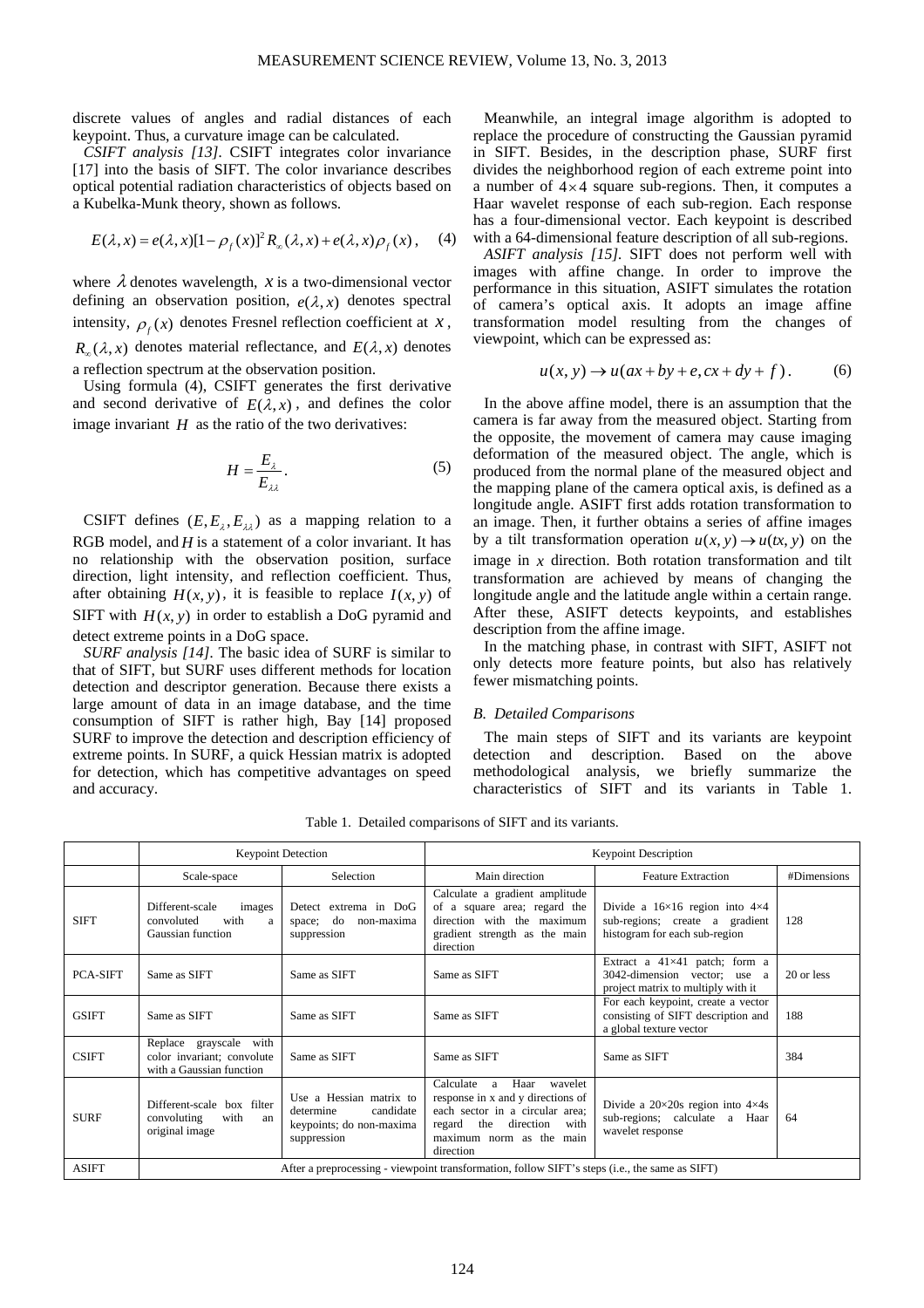discrete values of angles and radial distances of each keypoint. Thus, a curvature image can be calculated.

*CSIFT analysis [13].* CSIFT integrates color invariance [17] into the basis of SIFT. The color invariance describes optical potential radiation characteristics of objects based on a Kubelka-Munk theory, shown as follows.

$$E(\lambda, x) = e(\lambda, x)[1-\rho_f(x)]^2 R_\infty(\lambda, x) + e(\lambda, x)\rho_f(x), \quad (4)$$

where $\lambda$ denotes wavelength, $x$ is a two-dimensional vector defining an observation position, $e(\lambda, x)$ denotes spectral intensity, $\rho_f(x)$ denotes Fresnel reflection coefficient at $x$, $R_\infty(\lambda, x)$ denotes material reflectance, and $E(\lambda, x)$ denotes a reflection spectrum at the observation position.

Using formula (4), CSIFT generates the first derivative and second derivative of $E(\lambda, x)$, and defines the color image invariant $H$ as the ratio of the two derivatives:

$$H = \frac{E_\lambda}{E_{\lambda\lambda}}. \quad (5)$$

CSIFT defines $(E, E_\lambda, E_{\lambda\lambda})$ as a mapping relation to a RGB model, and $H$ is a statement of a color invariant. It has no relationship with the observation position, surface direction, light intensity, and reflection coefficient. Thus, after obtaining $H(x, y)$, it is feasible to replace $I(x, y)$ of SIFT with $H(x, y)$ in order to establish a DoG pyramid and detect extreme points in a DoG space.

*SURF analysis [14].* The basic idea of SURF is similar to that of SIFT, but SURF uses different methods for location detection and descriptor generation. Because there exists a large amount of data in an image database, and the time consumption of SIFT is rather high, Bay [14] proposed SURF to improve the detection and description efficiency of extreme points. In SURF, a quick Hessian matrix is adopted for detection, which has competitive advantages on speed and accuracy.

Meanwhile, an integral image algorithm is adopted to replace the procedure of constructing the Gaussian pyramid in SIFT. Besides, in the description phase, SURF first divides the neighborhood region of each extreme point into a number of $4 \times 4$ square sub-regions. Then, it computes a Haar wavelet response of each sub-region. Each response has a four-dimensional vector. Each keypoint is described with a 64-dimensional feature description of all sub-regions.

*ASIFT analysis [15].* SIFT does not perform well with images with affine change. In order to improve the performance in this situation, ASIFT simulates the rotation of camera's optical axis. It adopts an image affine transformation model resulting from the changes of viewpoint, which can be expressed as:

$$u(x, y) \rightarrow u(ax + by + e, cx + dy + f). \quad (6)$$

In the above affine model, there is an assumption that the camera is far away from the measured object. Starting from the opposite, the movement of camera may cause imaging deformation of the measured object. The angle, which is produced from the normal plane of the measured object and the mapping plane of the camera optical axis, is defined as a longitude angle. ASIFT first adds rotation transformation to an image. Then, it further obtains a series of affine images by a tilt transformation operation $u(x, y) \rightarrow u(tx, y)$ on the image in $x$ direction. Both rotation transformation and tilt transformation are achieved by means of changing the longitude angle and the latitude angle within a certain range. After these, ASIFT detects keypoints, and establishes description from the affine image.

In the matching phase, in contrast with SIFT, ASIFT not only detects more feature points, but also has relatively fewer mismatching points.

### *B. Detailed Comparisons*

The main steps of SIFT and its variants are keypoint detection and description. Based on the above methodological analysis, we briefly summarize the characteristics of SIFT and its variants in Table 1.

Table 1. Detailed comparisons of SIFT and its variants.

| | Keypoint Detection | | Keypoint Description | | |
|---|---|---|---|---|---|
| | Scale-space | Selection | Main direction | Feature Extraction | #Dimensions |
| SIFT | Different-scale images convoluted with a Gaussian function | Detect extrema in DoG space; do non-maxima suppression | Calculate a gradient amplitude of a square area; regard the direction with the maximum gradient strength as the main direction | Divide a 16×16 region into 4×4 sub-regions; create a gradient histogram for each sub-region | 128 |
| PCA-SIFT | Same as SIFT | Same as SIFT | Same as SIFT | Extract a 41×41 patch; form a 3042-dimension vector; use a project matrix to multiply with it | 20 or less |
| GSIFT | Same as SIFT | Same as SIFT | Same as SIFT | For each keypoint, create a vector consisting of SIFT description and a global texture vector | 188 |
| CSIFT | Replace grayscale with color invariant; convolute with a Gaussian function | Same as SIFT | Same as SIFT | Same as SIFT | 384 |
| SURF | Different-scale box filter convoluting with an original image | Use a Hessian matrix to determine candidate keypoints; do non-maxima suppression | Calculate a Haar wavelet response in x and y directions of each sector in a circular area; regard the direction with maximum norm as the main direction | Divide a 20×20s region into 4×4s sub-regions; calculate a Haar wavelet response | 64 |
| ASIFT | After a preprocessing - viewpoint transformation, follow SIFT's steps (i.e., the same as SIFT) | | | | |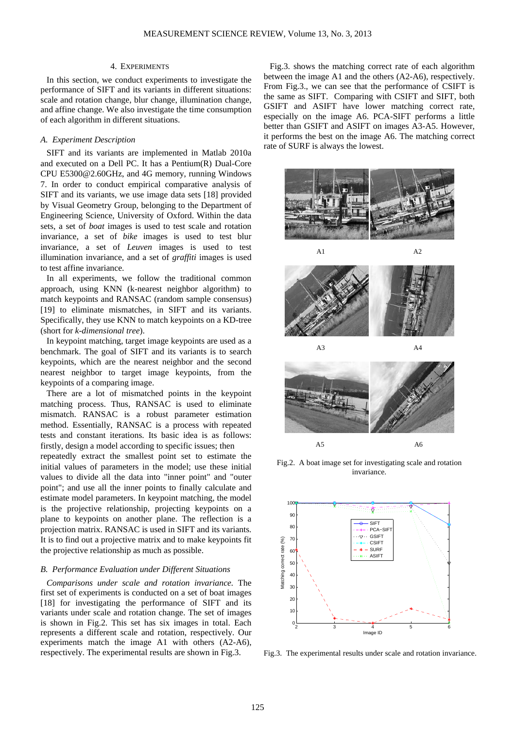## 4. Experiments

In this section, we conduct experiments to investigate the performance of SIFT and its variants in different situations: scale and rotation change, blur change, illumination change, and affine change. We also investigate the time consumption of each algorithm in different situations.

### *A. Experiment Description*

SIFT and its variants are implemented in Matlab 2010a and executed on a Dell PC. It has a Pentium(R) Dual-Core CPU E5300@2.60GHz, and 4G memory, running Windows 7. In order to conduct empirical comparative analysis of SIFT and its variants, we use image data sets [18] provided by Visual Geometry Group, belonging to the Department of Engineering Science, University of Oxford. Within the data sets, a set of *boat* images is used to test scale and rotation invariance, a set of *bike* images is used to test blur invariance, a set of *Leuven* images is used to test illumination invariance, and a set of *graffiti* images is used to test affine invariance.

In all experiments, we follow the traditional common approach, using KNN (k-nearest neighbor algorithm) to match keypoints and RANSAC (random sample consensus) [19] to eliminate mismatches, in SIFT and its variants. Specifically, they use KNN to match keypoints on a KD-tree (short for *k-dimensional tree*).

In keypoint matching, target image keypoints are used as a benchmark. The goal of SIFT and its variants is to search keypoints, which are the nearest neighbor and the second nearest neighbor to target image keypoints, from the keypoints of a comparing image.

There are a lot of mismatched points in the keypoint matching process. Thus, RANSAC is used to eliminate mismatch. RANSAC is a robust parameter estimation method. Essentially, RANSAC is a process with repeated tests and constant iterations. Its basic idea is as follows: firstly, design a model according to specific issues; then repeatedly extract the smallest point set to estimate the initial values of parameters in the model; use these initial values to divide all the data into "inner point" and "outer point"; and use all the inner points to finally calculate and estimate model parameters. In keypoint matching, the model is the projective relationship, projecting keypoints on a plane to keypoints on another plane. The reflection is a projection matrix. RANSAC is used in SIFT and its variants. It is to find out a projective matrix and to make keypoints fit the projective relationship as much as possible.

### *B. Performance Evaluation under Different Situations*

*Comparisons under scale and rotation invariance.* The first set of experiments is conducted on a set of boat images [18] for investigating the performance of SIFT and its variants under scale and rotation change. The set of images is shown in Fig.2. This set has six images in total. Each represents a different scale and rotation, respectively. Our experiments match the image A1 with others (A2-A6), respectively. The experimental results are shown in Fig.3.

Fig.3. shows the matching correct rate of each algorithm between the image A1 and the others (A2-A6), respectively. From Fig.3., we can see that the performance of CSIFT is the same as SIFT. Comparing with CSIFT and SIFT, both GSIFT and ASIFT have lower matching correct rate, especially on the image A6. PCA-SIFT performs a little better than GSIFT and ASIFT on images A3-A5. However, it performs the best on the image A6. The matching correct rate of SURF is always the lowest.

Fig.2. A boat image set for investigating scale and rotation invariance.

Fig.3. The experimental results under scale and rotation invariance.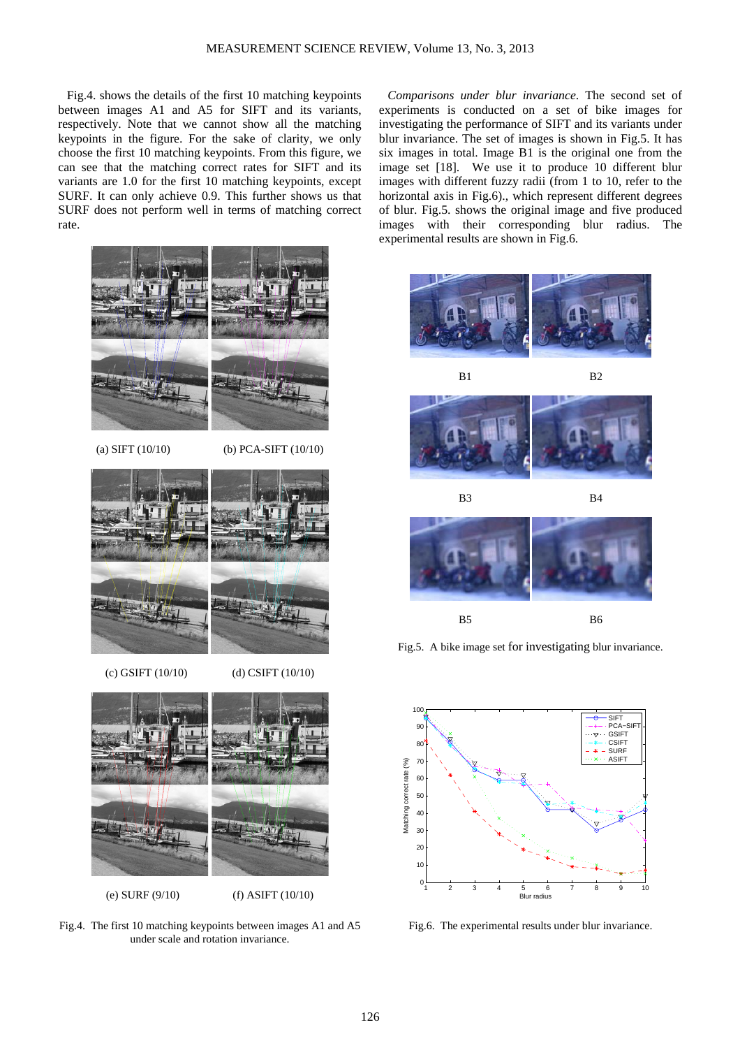Fig.4. shows the details of the first 10 matching keypoints between images A1 and A5 for SIFT and its variants, respectively. Note that we cannot show all the matching keypoints in the figure. For the sake of clarity, we only choose the first 10 matching keypoints. From this figure, we can see that the matching correct rates for SIFT and its variants are 1.0 for the first 10 matching keypoints, except SURF. It can only achieve 0.9. This further shows us that SURF does not perform well in terms of matching correct rate.

(a) SIFT (10/10) (b) PCA-SIFT (10/10)

(c) GSIFT (10/10) (d) CSIFT (10/10)

(e) SURF (9/10) (f) ASIFT (10/10)

Fig.4. The first 10 matching keypoints between images A1 and A5 under scale and rotation invariance.

*Comparisons under blur invariance.* The second set of experiments is conducted on a set of bike images for investigating the performance of SIFT and its variants under blur invariance. The set of images is shown in Fig.5. It has six images in total. Image B1 is the original one from the image set [18]. We use it to produce 10 different blur images with different fuzzy radii (from 1 to 10, refer to the horizontal axis in Fig.6)., which represent different degrees of blur. Fig.5. shows the original image and five produced images with their corresponding blur radius. The experimental results are shown in Fig.6.

B1 B2

B3 B4

B5 B6

Fig.5. A bike image set for investigating blur invariance.

Fig.6. The experimental results under blur invariance.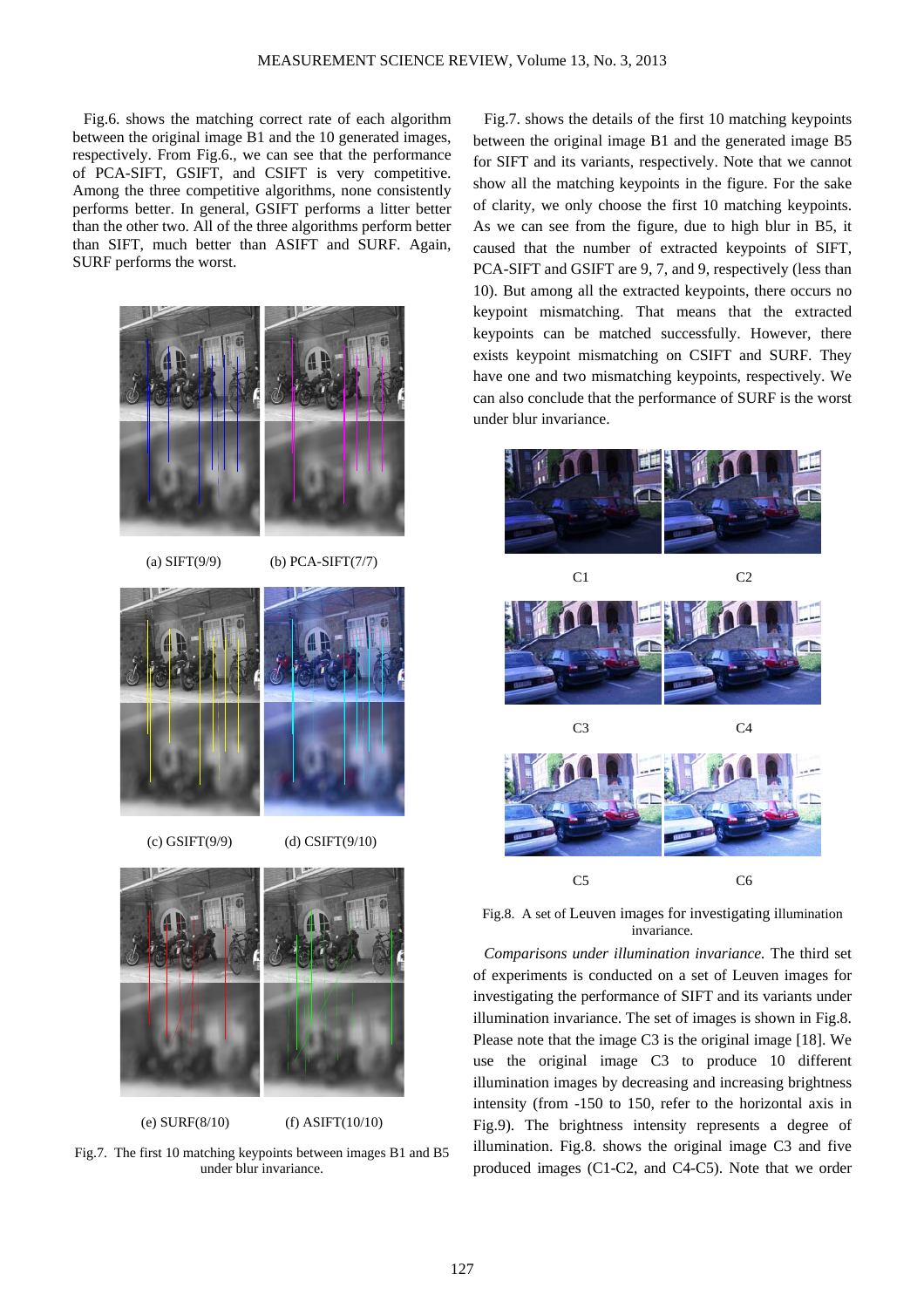Fig.6. shows the matching correct rate of each algorithm between the original image B1 and the 10 generated images, respectively. From Fig.6., we can see that the performance of PCA-SIFT, GSIFT, and CSIFT is very competitive. Among the three competitive algorithms, none consistently performs better. In general, GSIFT performs a litter better than the other two. All of the three algorithms perform better than SIFT, much better than ASIFT and SURF. Again, SURF performs the worst.

(a) SIFT(9/9) (b) PCA-SIFT(7/7)

(c) GSIFT(9/9) (d) CSIFT(9/10)

(e) SURF(8/10) (f) ASIFT(10/10)

Fig.7. The first 10 matching keypoints between images B1 and B5 under blur invariance.

Fig.7. shows the details of the first 10 matching keypoints between the original image B1 and the generated image B5 for SIFT and its variants, respectively. Note that we cannot show all the matching keypoints in the figure. For the sake of clarity, we only choose the first 10 matching keypoints. As we can see from the figure, due to high blur in B5, it caused that the number of extracted keypoints of SIFT, PCA-SIFT and GSIFT are 9, 7, and 9, respectively (less than 10). But among all the extracted keypoints, there occurs no keypoint mismatching. That means that the extracted keypoints can be matched successfully. However, there exists keypoint mismatching on CSIFT and SURF. They have one and two mismatching keypoints, respectively. We can also conclude that the performance of SURF is the worst under blur invariance.

C1 C2

C3 C4

C5 C6

Fig.8. A set of Leuven images for investigating illumination invariance.

*Comparisons under illumination invariance.* The third set of experiments is conducted on a set of Leuven images for investigating the performance of SIFT and its variants under illumination invariance. The set of images is shown in Fig.8. Please note that the image C3 is the original image [18]. We use the original image C3 to produce 10 different illumination images by decreasing and increasing brightness intensity (from -150 to 150, refer to the horizontal axis in Fig.9). The brightness intensity represents a degree of illumination. Fig.8. shows the original image C3 and five produced images (C1-C2, and C4-C5). Note that we order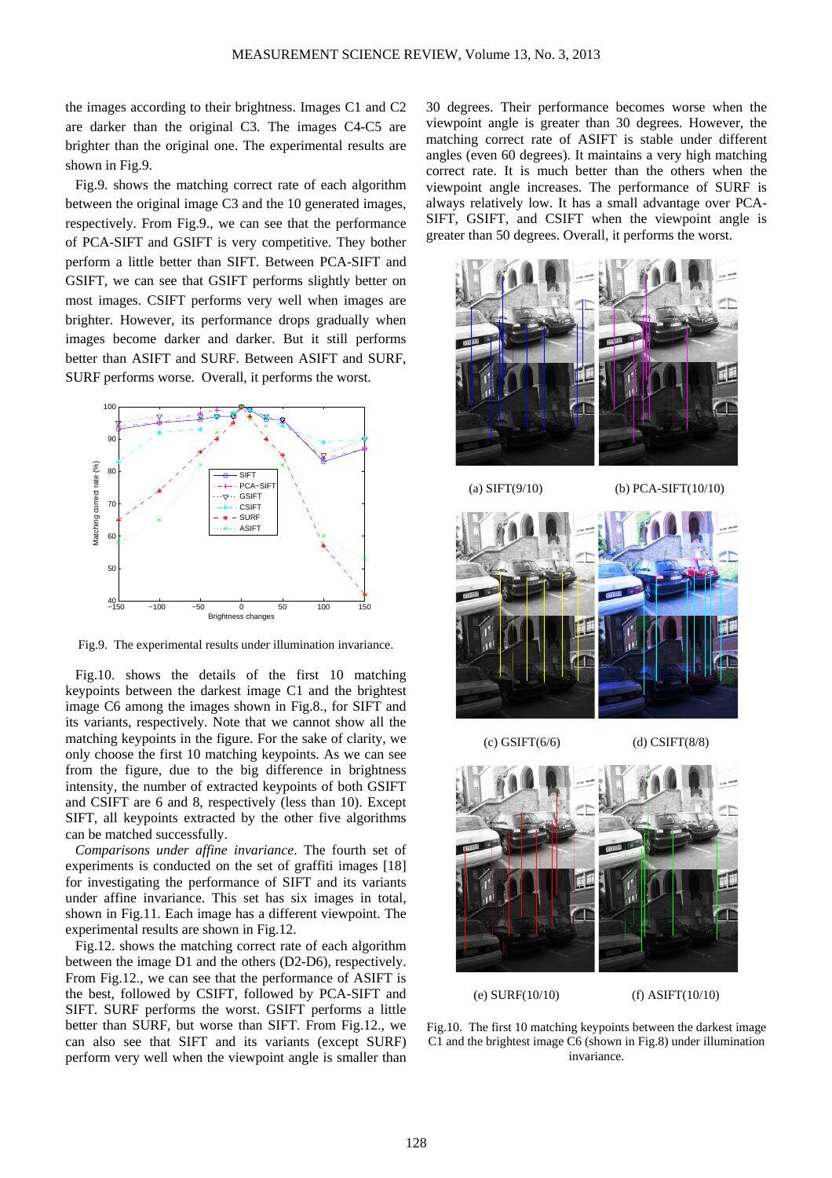the images according to their brightness. Images C1 and C2 are darker than the original C3. The images C4-C5 are brighter than the original one. The experimental results are shown in Fig.9.

Fig.9. shows the matching correct rate of each algorithm between the original image C3 and the 10 generated images, respectively. From Fig.9., we can see that the performance of PCA-SIFT and GSIFT is very competitive. They bother perform a little better than SIFT. Between PCA-SIFT and GSIFT, we can see that GSIFT performs slightly better on most images. CSIFT performs very well when images are brighter. However, its performance drops gradually when images become darker and darker. But it still performs better than ASIFT and SURF. Between ASIFT and SURF, SURF performs worse. Overall, it performs the worst.

Fig.9. The experimental results under illumination invariance.

Fig.10. shows the details of the first 10 matching keypoints between the darkest image C1 and the brightest image C6 among the images shown in Fig.8., for SIFT and its variants, respectively. Note that we cannot show all the matching keypoints in the figure. For the sake of clarity, we only choose the first 10 matching keypoints. As we can see from the figure, due to the big difference in brightness intensity, the number of extracted keypoints of both GSIFT and CSIFT are 6 and 8, respectively (less than 10). Except SIFT, all keypoints extracted by the other five algorithms can be matched successfully.

*Comparisons under affine invariance*. The fourth set of experiments is conducted on the set of graffiti images [18] for investigating the performance of SIFT and its variants under affine invariance. This set has six images in total, shown in Fig.11. Each image has a different viewpoint. The experimental results are shown in Fig.12.

Fig.12. shows the matching correct rate of each algorithm between the image D1 and the others (D2-D6), respectively. From Fig.12., we can see that the performance of ASIFT is the best, followed by CSIFT, followed by PCA-SIFT and SIFT. SURF performs the worst. GSIFT performs a little better than SURF, but worse than SIFT. From Fig.12., we can also see that SIFT and its variants (except SURF) perform very well when the viewpoint angle is smaller than 30 degrees. Their performance becomes worse when the viewpoint angle is greater than 30 degrees. However, the matching correct rate of ASIFT is stable under different angles (even 60 degrees). It maintains a very high matching correct rate. It is much better than the others when the viewpoint angle increases. The performance of SURF is always relatively low. It has a small advantage over PCA-SIFT, GSIFT, and CSIFT when the viewpoint angle is greater than 50 degrees. Overall, it performs the worst.

(a) SIFT(9/10) (b) PCA-SIFT(10/10)

(c) GSIFT(6/6) (d) CSIFT(8/8)

(e) SURF(10/10) (f) ASIFT(10/10)

Fig.10. The first 10 matching keypoints between the darkest image C1 and the brightest image C6 (shown in Fig.8) under illumination invariance.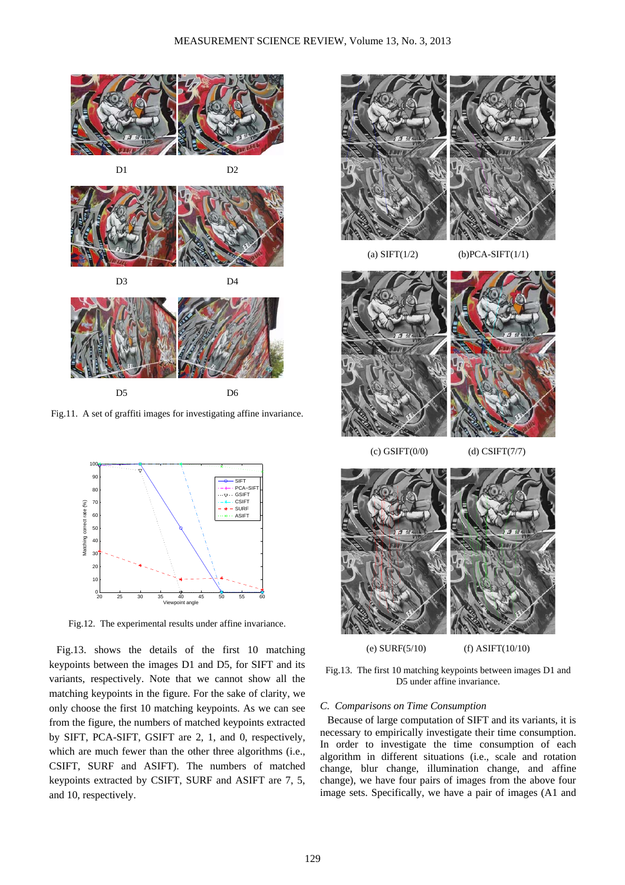D1 D2

D3 D4

D5 D6

Fig.11. A set of graffiti images for investigating affine invariance.

Fig.12. The experimental results under affine invariance.

Fig.13. shows the details of the first 10 matching keypoints between the images D1 and D5, for SIFT and its variants, respectively. Note that we cannot show all the matching keypoints in the figure. For the sake of clarity, we only choose the first 10 matching keypoints. As we can see from the figure, the numbers of matched keypoints extracted by SIFT, PCA-SIFT, GSIFT are 2, 1, and 0, respectively, which are much fewer than the other three algorithms (i.e., CSIFT, SURF and ASIFT). The numbers of matched keypoints extracted by CSIFT, SURF and ASIFT are 7, 5, and 10, respectively.

(a) SIFT(1/2) (b)PCA-SIFT(1/1)

(c) GSIFT(0/0) (d) CSIFT(7/7)

(e) SURF(5/10) (f) ASIFT(10/10)

Fig.13. The first 10 matching keypoints between images D1 and D5 under affine invariance.

*C. Comparisons on Time Consumption*

Because of large computation of SIFT and its variants, it is necessary to empirically investigate their time consumption. In order to investigate the time consumption of each algorithm in different situations (i.e., scale and rotation change, blur change, illumination change, and affine change), we have four pairs of images from the above four image sets. Specifically, we have a pair of images (A1 and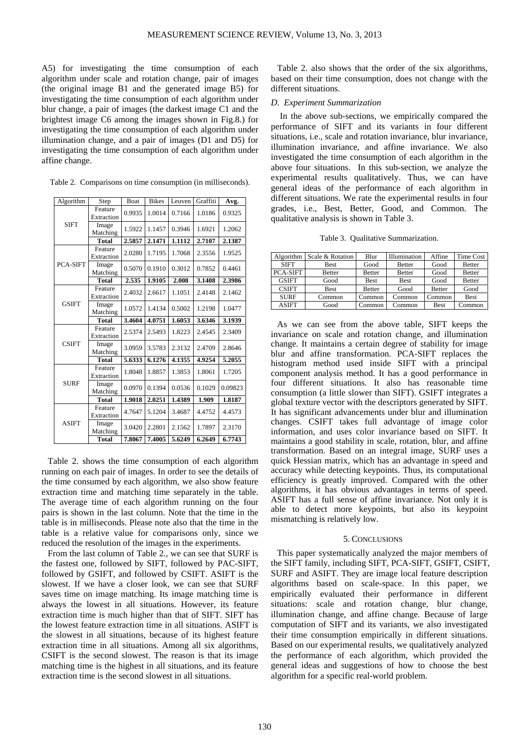A5) for investigating the time consumption of each algorithm under scale and rotation change, pair of images (the original image B1 and the generated image B5) for investigating the time consumption of each algorithm under blur change, a pair of images (the darkest image C1 and the brightest image C6 among the images shown in Fig.8.) for investigating the time consumption of each algorithm under illumination change, and a pair of images (D1 and D5) for investigating the time consumption of each algorithm under affine change.

Table 2. Comparisons on time consumption (in milliseconds).

| Algorithm | Step | Boat | Bikes | Leuven | Graffiti | Avg. |
|---|---|---|---|---|---|---|
| SIFT | Feature Extraction | 0.9935 | 1.0014 | 0.7166 | 1.0186 | 0.9325 |
| | Image Matching | 1.5922 | 1.1457 | 0.3946 | 1.6921 | 1.2062 |
| | **Total** | **2.5857** | **2.1471** | **1.1112** | **2.7107** | **2.1387** |
| PCA-SIFT | Feature Extraction | 2.0280 | 1.7195 | 1.7068 | 2.3556 | 1.9525 |
| | Image Matching | 0.5070 | 0.1910 | 0.3012 | 0.7852 | 0.4461 |
| | **Total** | **2.535** | **1.9105** | **2.008** | **3.1408** | **2.3986** |
| GSIFT | Feature Extraction | 2.4032 | 2.6617 | 1.1051 | 2.4148 | 2.1462 |
| | Image Matching | 1.0572 | 1.4134 | 0.5002 | 1.2198 | 1.0477 |
| | **Total** | **3.4604** | **4.0751** | **1.6053** | **3.6346** | **3.1939** |
| CSIFT | Feature Extraction | 2.5374 | 2.5493 | 1.8223 | 2.4545 | 2.3409 |
| | Image Matching | 3.0959 | 3.5783 | 2.3132 | 2.4709 | 2.8646 |
| | **Total** | **5.6333** | **6.1276** | **4.1355** | **4.9254** | **5.2055** |
| SURF | Feature Extraction | 1.8048 | 1.8857 | 1.3853 | 1.8061 | 1.7205 |
| | Image Matching | 0.0970 | 0.1394 | 0.0536 | 0.1029 | 0.09823 |
| | **Total** | **1.9018** | **2.0251** | **1.4389** | **1.909** | **1.8187** |
| ASIFT | Feature Extraction | 4.7647 | 5.1204 | 3.4687 | 4.4752 | 4.4573 |
| | Image Matching | 3.0420 | 2.2801 | 2.1562 | 1.7897 | 2.3170 |
| | **Total** | **7.8067** | **7.4005** | **5.6249** | **6.2649** | **6.7743** |

Table 2. shows the time consumption of each algorithm running on each pair of images. In order to see the details of the time consumed by each algorithm, we also show feature extraction time and matching time separately in the table. The average time of each algorithm running on the four pairs is shown in the last column. Note that the time in the table is in milliseconds. Please note also that the time in the table is a relative value for comparisons only, since we reduced the resolution of the images in the experiments.

From the last column of Table 2., we can see that SURF is the fastest one, followed by SIFT, followed by PAC-SIFT, followed by GSIFT, and followed by CSIFT. ASIFT is the slowest. If we have a closer look, we can see that SURF saves time on image matching. Its image matching time is always the lowest in all situations. However, its feature extraction time is much higher than that of SIFT. SIFT has the lowest feature extraction time in all situations. ASIFT is the slowest in all situations, because of its highest feature extraction time in all situations. Among all six algorithms, CSIFT is the second slowest. The reason is that its image matching time is the highest in all situations, and its feature extraction time is the second slowest in all situations.

Table 2. also shows that the order of the six algorithms, based on their time consumption, does not change with the different situations.

### *D. Experiment Summarization*

In the above sub-sections, we empirically compared the performance of SIFT and its variants in four different situations, i.e., scale and rotation invariance, blur invariance, illumination invariance, and affine invariance. We also investigated the time consumption of each algorithm in the above four situations. In this sub-section, we analyze the experimental results qualitatively. Thus, we can have general ideas of the performance of each algorithm in different situations. We rate the experimental results in four grades, i.e., Best, Better, Good, and Common. The qualitative analysis is shown in Table 3.

Table 3. Qualitative Summarization.

| Algorithm | Scale & Rotation | Blur | Illumination | Affine | Time Cost |
|---|---|---|---|---|---|
| SIFT | Best | Good | Better | Good | Better |
| PCA-SIFT | Better | Better | Better | Good | Better |
| GSIFT | Good | Best | Best | Good | Better |
| CSIFT | Best | Better | Good | Better | Good |
| SURF | Common | Common | Common | Common | Best |
| ASIFT | Good | Common | Common | Best | Common |

As we can see from the above table, SIFT keeps the invariance on scale and rotation change, and illumination change. It maintains a certain degree of stability for image blur and affine transformation. PCA-SIFT replaces the histogram method used inside SIFT with a principal component analysis method. It has a good performance in four different situations. It also has reasonable time consumption (a little slower than SIFT). GSIFT integrates a global texture vector with the descriptors generated by SIFT. It has significant advancements under blur and illumination changes. CSIFT takes full advantage of image color information, and uses color invariance based on SIFT. It maintains a good stability in scale, rotation, blur, and affine transformation. Based on an integral image, SURF uses a quick Hessian matrix, which has an advantage in speed and accuracy while detecting keypoints. Thus, its computational efficiency is greatly improved. Compared with the other algorithms, it has obvious advantages in terms of speed. ASIFT has a full sense of affine invariance. Not only it is able to detect more keypoints, but also its keypoint mismatching is relatively low.

## 5. CONCLUSIONS

This paper systematically analyzed the major members of the SIFT family, including SIFT, PCA-SIFT, GSIFT, CSIFT, SURF and ASIFT. They are image local feature description algorithms based on scale-space. In this paper, we empirically evaluated their performance in different situations: scale and rotation change, blur change, illumination change, and affine change. Because of large computation of SIFT and its variants, we also investigated their time consumption empirically in different situations. Based on our experimental results, we qualitatively analyzed the performance of each algorithm, which provided the general ideas and suggestions of how to choose the best algorithm for a specific real-world problem.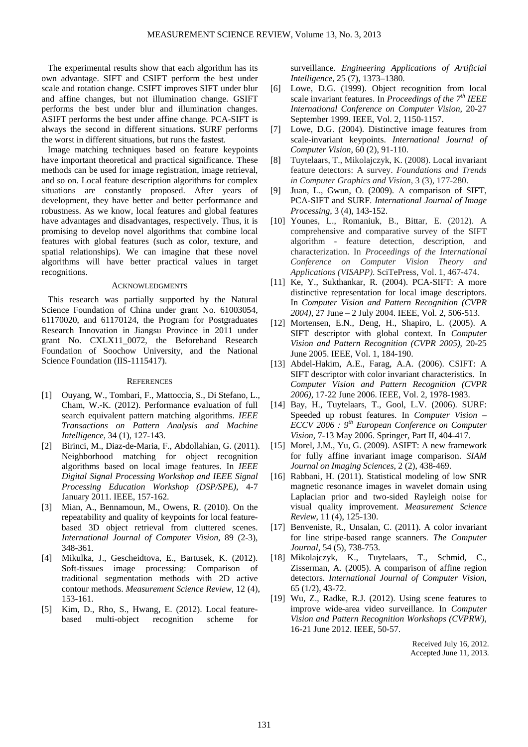The experimental results show that each algorithm has its own advantage. SIFT and CSIFT perform the best under scale and rotation change. CSIFT improves SIFT under blur and affine changes, but not illumination change. GSIFT performs the best under blur and illumination changes. ASIFT performs the best under affine change. PCA-SIFT is always the second in different situations. SURF performs the worst in different situations, but runs the fastest.

Image matching techniques based on feature keypoints have important theoretical and practical significance. These methods can be used for image registration, image retrieval, and so on. Local feature description algorithms for complex situations are constantly proposed. After years of development, they have better and better performance and robustness. As we know, local features and global features have advantages and disadvantages, respectively. Thus, it is promising to develop novel algorithms that combine local features with global features (such as color, texture, and spatial relationships). We can imagine that these novel algorithms will have better practical values in target recognitions.

## ACKNOWLEDGMENTS

This research was partially supported by the Natural Science Foundation of China under grant No. 61003054, 61170020, and 61170124, the Program for Postgraduates Research Innovation in Jiangsu Province in 2011 under grant No. CXLX11_0072, the Beforehand Research Foundation of Soochow University, and the National Science Foundation (IIS-1115417).

## REFERENCES

[1] Ouyang, W., Tombari, F., Mattoccia, S., Di Stefano, L., Cham, W.-K. (2012). Performance evaluation of full search equivalent pattern matching algorithms. *IEEE Transactions on Pattern Analysis and Machine Intelligence*, 34 (1), 127-143.

[2] Birinci, M., Diaz-de-Maria, F., Abdollahian, G. (2011). Neighborhood matching for object recognition algorithms based on local image features. In *IEEE Digital Signal Processing Workshop and IEEE Signal Processing Education Workshop (DSP/SPE)*, 4-7 January 2011. IEEE, 157-162.

[3] Mian, A., Bennamoun, M., Owens, R. (2010). On the repeatability and quality of keypoints for local feature-based 3D object retrieval from cluttered scenes. *International Journal of Computer Vision*, 89 (2-3), 348-361.

[4] Mikulka, J., Gescheidtova, E., Bartusek, K. (2012). Soft-tissues image processing: Comparison of traditional segmentation methods with 2D active contour methods. *Measurement Science Review*, 12 (4), 153-161.

[5] Kim, D., Rho, S., Hwang, E. (2012). Local feature-based multi-object recognition scheme for surveillance. *Engineering Applications of Artificial Intelligence*, 25 (7), 1373–1380.

[6] Lowe, D.G. (1999). Object recognition from local scale invariant features. In *Proceedings of the 7th IEEE International Conference on Computer Vision*, 20-27 September 1999. IEEE, Vol. 2, 1150-1157.

[7] Lowe, D.G. (2004). Distinctive image features from scale-invariant keypoints. *International Journal of Computer Vision*, 60 (2), 91-110.

[8] Tuytelaars, T., Mikolajczyk, K. (2008). Local invariant feature detectors: A survey. *Foundations and Trends in Computer Graphics and Vision*, 3 (3), 177-280.

[9] Juan, L., Gwun, O. (2009). A comparison of SIFT, PCA-SIFT and SURF. *International Journal of Image Processing*, 3 (4), 143-152.

[10] Younes, L., Romaniuk, B., Bittar, E. (2012). A comprehensive and comparative survey of the SIFT algorithm - feature detection, description, and characterization. In *Proceedings of the International Conference on Computer Vision Theory and Applications (VISAPP)*. SciTePress, Vol. 1, 467-474.

[11] Ke, Y., Sukthankar, R. (2004). PCA-SIFT: A more distinctive representation for local image descriptors. In *Computer Vision and Pattern Recognition (CVPR 2004)*, 27 June – 2 July 2004. IEEE, Vol. 2, 506-513.

[12] Mortensen, E.N., Deng, H., Shapiro, L. (2005). A SIFT descriptor with global context. In *Computer Vision and Pattern Recognition (CVPR 2005)*, 20-25 June 2005. IEEE, Vol. 1, 184-190.

[13] Abdel-Hakim, A.E., Farag, A.A. (2006). CSIFT: A SIFT descriptor with color invariant characteristics. In *Computer Vision and Pattern Recognition (CVPR 2006)*, 17-22 June 2006. IEEE, Vol. 2, 1978-1983.

[14] Bay, H., Tuytelaars, T., Gool, L.V. (2006). SURF: Speeded up robust features. In *Computer Vision – ECCV 2006 : 9th European Conference on Computer Vision*, 7-13 May 2006. Springer, Part II, 404-417.

[15] Morel, J.M., Yu, G. (2009). ASIFT: A new framework for fully affine invariant image comparison. *SIAM Journal on Imaging Sciences*, 2 (2), 438-469.

[16] Rabbani, H. (2011). Statistical modeling of low SNR magnetic resonance images in wavelet domain using Laplacian prior and two-sided Rayleigh noise for visual quality improvement. *Measurement Science Review*, 11 (4), 125-130.

[17] Benveniste, R., Unsalan, C. (2011). A color invariant for line stripe-based range scanners. *The Computer Journal*, 54 (5), 738-753.

[18] Mikolajczyk, K., Tuytelaars, T., Schmid, C., Zisserman, A. (2005). A comparison of affine region detectors. *International Journal of Computer Vision*, 65 (1/2), 43-72.

[19] Wu, Z., Radke, R.J. (2012). Using scene features to improve wide-area video surveillance. In *Computer Vision and Pattern Recognition Workshops (CVPRW)*, 16-21 June 2012. IEEE, 50-57.

Received July 16, 2012.
Accepted June 11, 2013.